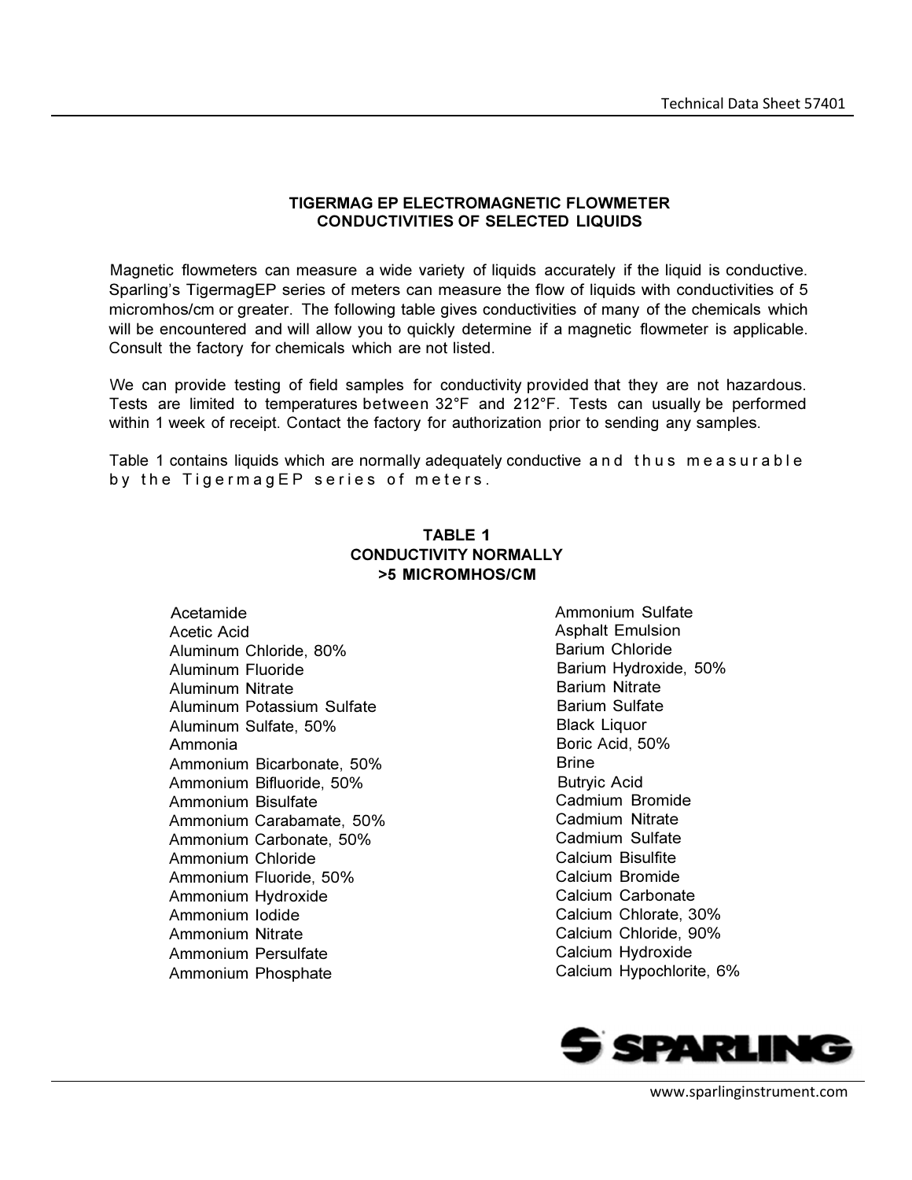# TIGERMAG EP ELECTROMAGNETIC FLOWMETER
## CONDUCTIVITIES OF SELECTED LIQUIDS

Magnetic flowmeters can measure a wide variety of liquids accurately if the liquid is conductive. Sparling's TigermagEP series of meters can measure the flow of liquids with conductivities of 5 micromhos/cm or greater. The following table gives conductivities of many of the chemicals which will be encountered and will allow you to quickly determine if a magnetic flowmeter is applicable. Consult the factory for chemicals which are not listed.

We can provide testing of field samples for conductivity provided that they are not hazardous. Tests are limited to temperatures between 32°F and 212°F. Tests can usually be performed within 1 week of receipt. Contact the factory for authorization prior to sending any samples.

Table 1 contains liquids which are normally adequately conductive and thus measurable by the TigermagEP series of meters.

### TABLE 1
### CONDUCTIVITY NORMALLY >5 MICROMHOS/CM

- Acetamide
- Acetic Acid
- Aluminum Chloride, 80%
- Aluminum Fluoride
- Aluminum Nitrate
- Aluminum Potassium Sulfate
- Aluminum Sulfate, 50%
- Ammonia
- Ammonium Bicarbonate, 50%
- Ammonium Bifluoride, 50%
- Ammonium Bisulfate
- Ammonium Carabamate, 50%
- Ammonium Carbonate, 50%
- Ammonium Chloride
- Ammonium Fluoride, 50%
- Ammonium Hydroxide
- Ammonium Iodide
- Ammonium Nitrate
- Ammonium Persulfate
- Ammonium Phosphate
- Ammonium Sulfate
- Asphalt Emulsion
- Barium Chloride
- Barium Hydroxide, 50%
- Barium Nitrate
- Barium Sulfate
- Black Liquor
- Boric Acid, 50%
- Brine
- Butryic Acid
- Cadmium Bromide
- Cadmium Nitrate
- Cadmium Sulfate
- Calcium Bisulfite
- Calcium Bromide
- Calcium Carbonate
- Calcium Chlorate, 30%
- Calcium Chloride, 90%
- Calcium Hydroxide
- Calcium Hypochlorite, 6%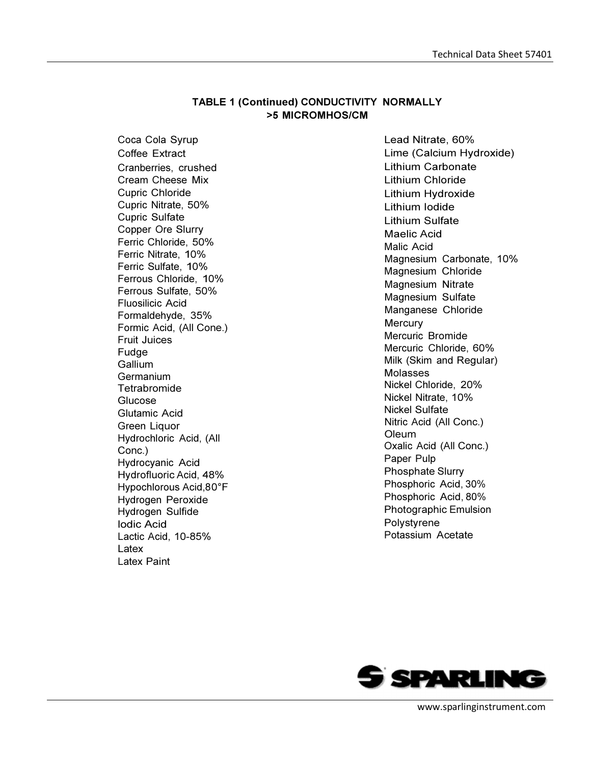### TABLE 1 (Continued) CONDUCTIVITY NORMALLY >5 MICROMHOS/CM

Coca Cola Syrup
Coffee Extract
Cranberries, crushed
Cream Cheese Mix
Cupric Chloride
Cupric Nitrate, 50%
Cupric Sulfate
Copper Ore Slurry
Ferric Chloride, 50%
Ferric Nitrate, 10%
Ferric Sulfate, 10%
Ferrous Chloride, 10%
Ferrous Sulfate, 50%
Fluosilicic Acid
Formaldehyde, 35%
Formic Acid, (All Cone.)
Fruit Juices
Fudge
Gallium
Germanium
Tetrabromide
Glucose
Glutamic Acid
Green Liquor
Hydrochloric Acid, (All Conc.)
Hydrocyanic Acid
Hydrofluoric Acid, 48%
Hypochlorous Acid,80°F
Hydrogen Peroxide
Hydrogen Sulfide
Iodic Acid
Lactic Acid, 10-85%
Latex
Latex Paint
Lead Nitrate, 60%
Lime (Calcium Hydroxide)
Lithium Carbonate
Lithium Chloride
Lithium Hydroxide
Lithium Iodide
Lithium Sulfate
Maelic Acid
Malic Acid
Magnesium Carbonate, 10%
Magnesium Chloride
Magnesium Nitrate
Magnesium Sulfate
Manganese Chloride
Mercury
Mercuric Bromide
Mercuric Chloride, 60%
Milk (Skim and Regular)
Molasses
Nickel Chloride, 20%
Nickel Nitrate, 10%
Nickel Sulfate
Nitric Acid (All Conc.)
Oleum
Oxalic Acid (All Conc.)
Paper Pulp
Phosphate Slurry
Phosphoric Acid, 30%
Phosphoric Acid, 80%
Photographic Emulsion
Polystyrene
Potassium Acetate